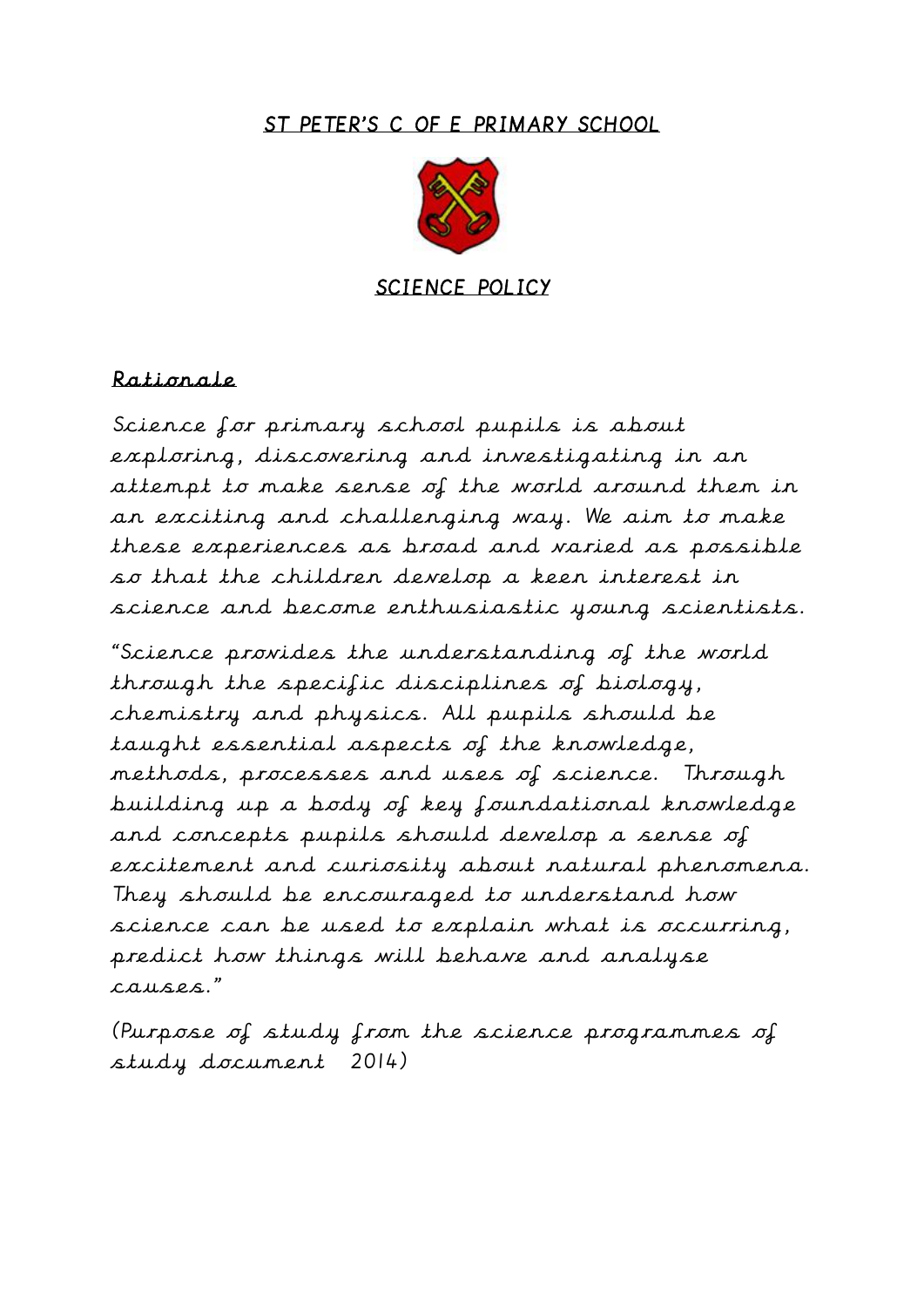# ST PETER'S C OF E PRIMARY SCHOOL

## SCIENCE POLICY

### Rationale

Science for primary school pupils is about exploring, discovering and investigating in an attempt to make sense of the world around them in an exciting and challenging way. We aim to make these experiences as broad and varied as possible so that the children develop a keen interest in science and become enthusiastic young scientists.

"Science provides the understanding of the world through the specific disciplines of biology, chemistry and physics. All pupils should be taught essential aspects of the knowledge, methods, processes and uses of science. Through building up a body of key foundational knowledge and concepts pupils should develop a sense of excitement and curiosity about natural phenomena. They should be encouraged to understand how science can be used to explain what is occurring, predict how things will behave and analyse causes."

(Purpose of study from the science programmes of study document 2014)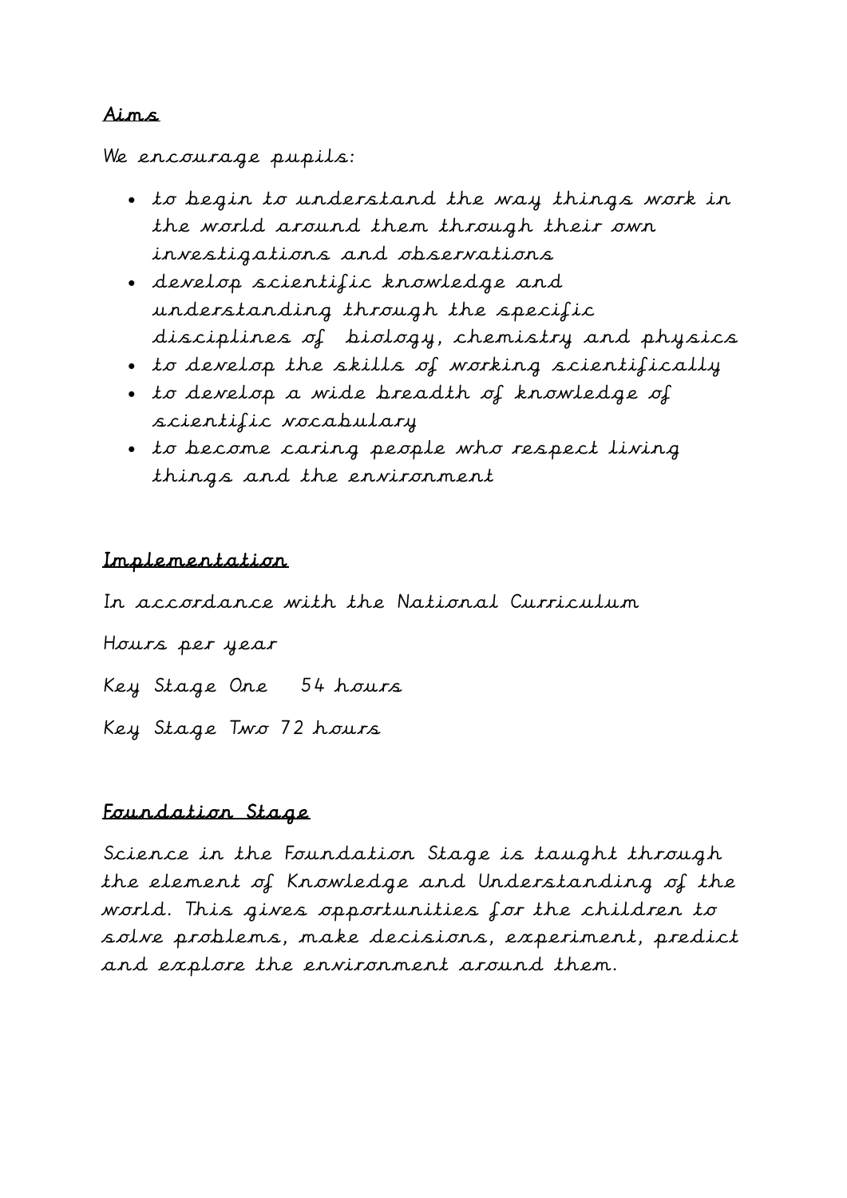## Aims

We encourage pupils:

- to begin to understand the way things work in the world around them through their own investigations and observations
- develop scientific knowledge and understanding through the specific disciplines of biology, chemistry and physics
- to develop the skills of working scientifically
- to develop a wide breadth of knowledge of scientific vocabulary
- to become caring people who respect living things and the environment

## Implementation

In accordance with the National Curriculum

Hours per year

Key Stage One 54 hours

Key Stage Two 72 hours

## Foundation Stage

Science in the Foundation Stage is taught through the element of Knowledge and Understanding of the world. This gives opportunities for the children to solve problems, make decisions, experiment, predict and explore the environment around them.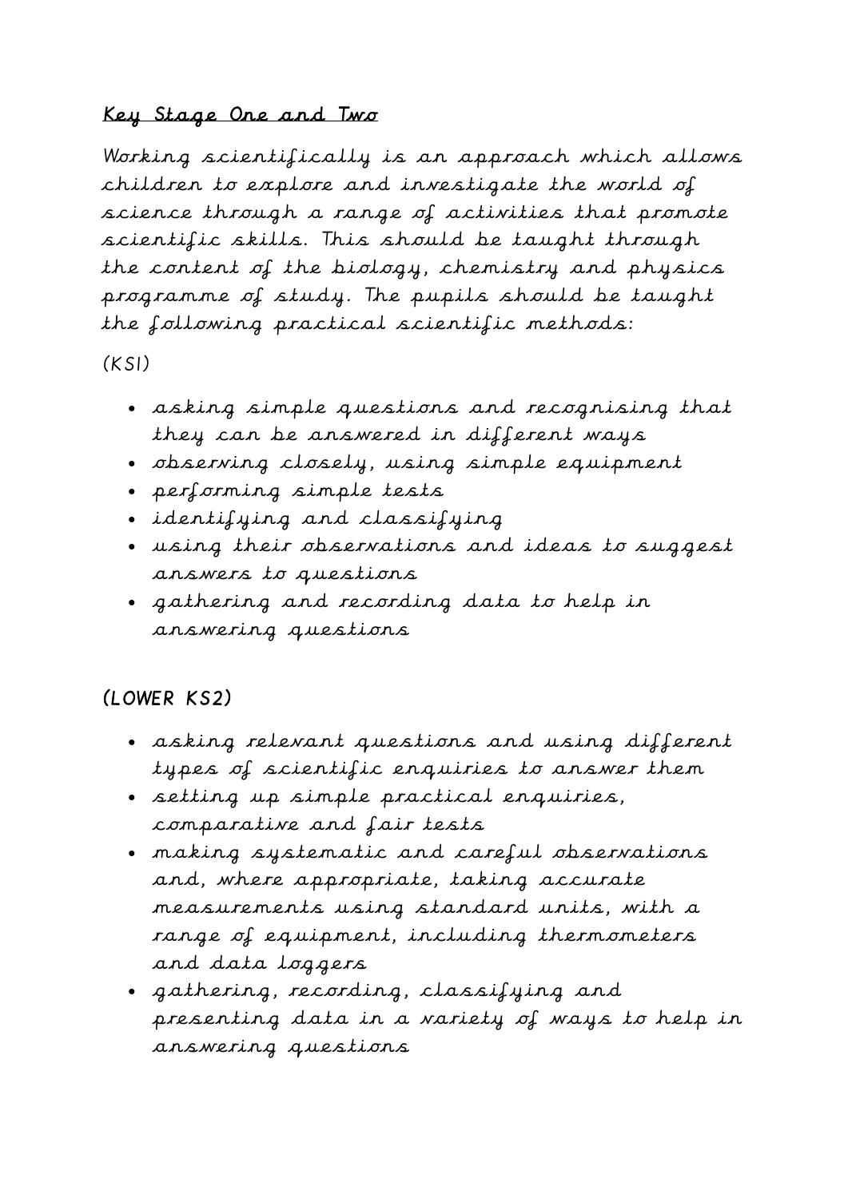## Key Stage One and Two

Working scientifically is an approach which allows children to explore and investigate the world of science through a range of activities that promote scientific skills. This should be taught through the content of the biology, chemistry and physics programme of study. The pupils should be taught the following practical scientific methods:

(KS1)

- asking simple questions and recognising that they can be answered in different ways
- observing closely, using simple equipment
- performing simple tests
- identifying and classifying
- using their observations and ideas to suggest answers to questions
- gathering and recording data to help in answering questions

(LOWER KS2)

- asking relevant questions and using different types of scientific enquiries to answer them
- setting up simple practical enquiries, comparative and fair tests
- making systematic and careful observations and, where appropriate, taking accurate measurements using standard units, with a range of equipment, including thermometers and data loggers
- gathering, recording, classifying and presenting data in a variety of ways to help in answering questions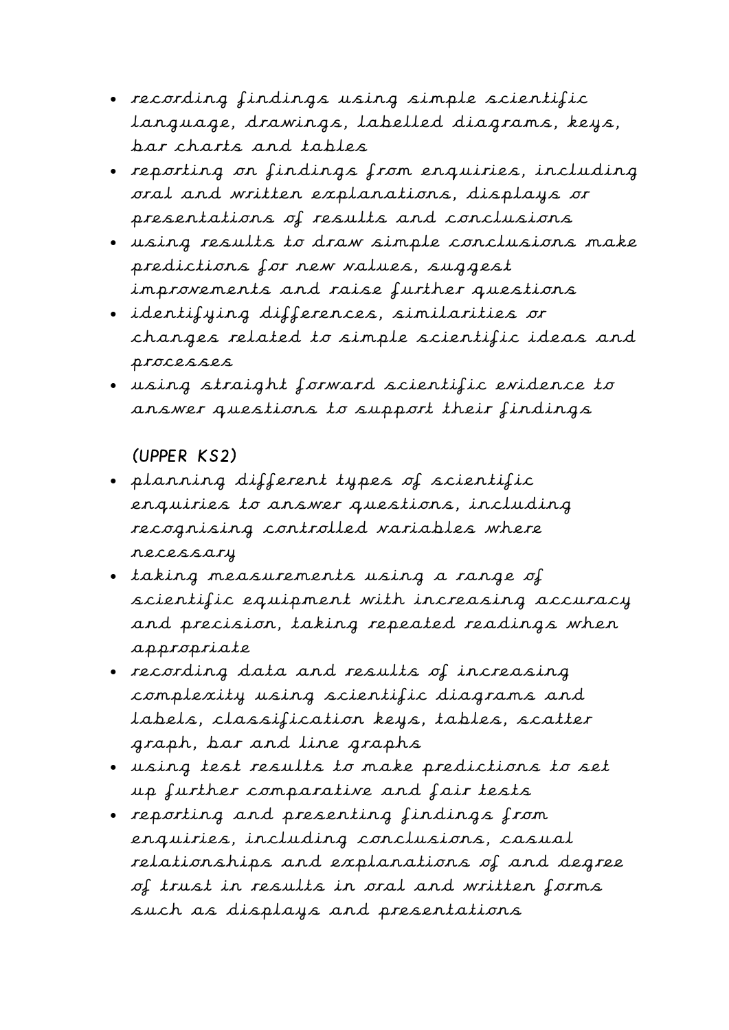- recording findings using simple scientific language, drawings, labelled diagrams, keys, bar charts and tables
- reporting on findings from enquiries, including oral and written explanations, displays or presentations of results and conclusions
- using results to draw simple conclusions make predictions for new values, suggest improvements and raise further questions
- identifying differences, similarities or changes related to simple scientific ideas and processes
- using straight forward scientific evidence to answer questions to support their findings

(UPPER KS2)

- planning different types of scientific enquiries to answer questions, including recognising controlled variables where necessary
- taking measurements using a range of scientific equipment with increasing accuracy and precision, taking repeated readings when appropriate
- recording data and results of increasing complexity using scientific diagrams and labels, classification keys, tables, scatter graph, bar and line graphs
- using test results to make predictions to set up further comparative and fair tests
- reporting and presenting findings from enquiries, including conclusions, casual relationships and explanations of and degree of trust in results in oral and written forms such as displays and presentations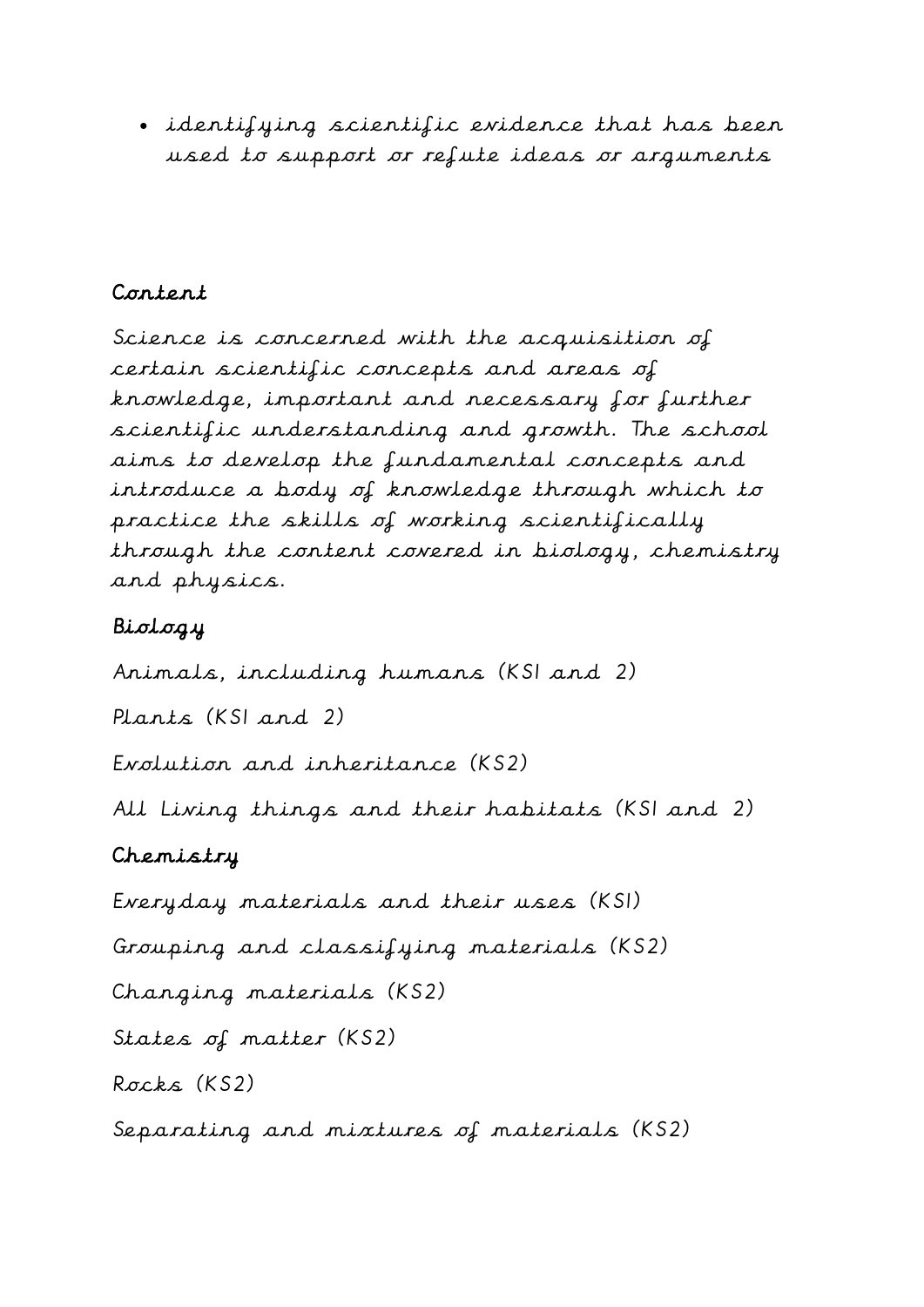- identifying scientific evidence that has been used to support or refute ideas or arguments

## Content

Science is concerned with the acquisition of certain scientific concepts and areas of knowledge, important and necessary for further scientific understanding and growth. The school aims to develop the fundamental concepts and introduce a body of knowledge through which to practice the skills of working scientifically through the content covered in biology, chemistry and physics.

### Biology

Animals, including humans (KS1 and 2)

Plants (KS1 and 2)

Evolution and inheritance (KS2)

All Living things and their habitats (KS1 and 2)

### Chemistry

Everyday materials and their uses (KS1)

Grouping and classifying materials (KS2)

Changing materials (KS2)

States of matter (KS2)

Rocks (KS2)

Separating and mixtures of materials (KS2)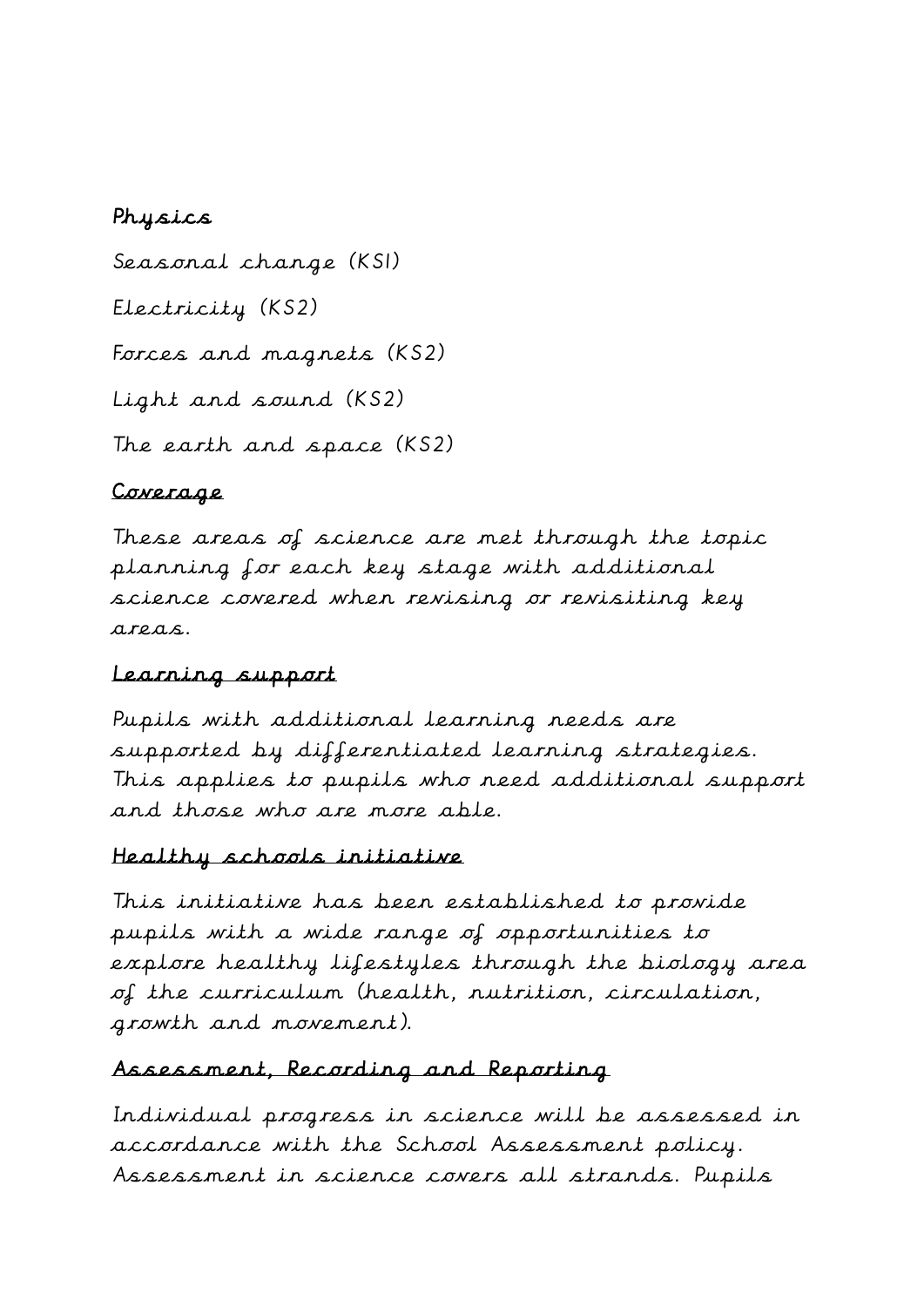**Physics**

Seasonal change (KS1)

Electricity (KS2)

Forces and magnets (KS2)

Light and sound (KS2)

The earth and space (KS2)

## Coverage

These areas of science are met through the topic planning for each key stage with additional science covered when revising or revisiting key areas.

## Learning support

Pupils with additional learning needs are supported by differentiated learning strategies. This applies to pupils who need additional support and those who are more able.

## Healthy schools initiative

This initiative has been established to provide pupils with a wide range of opportunities to explore healthy lifestyles through the biology area of the curriculum (health, nutrition, circulation, growth and movement).

## Assessment, Recording and Reporting

Individual progress in science will be assessed in accordance with the School Assessment policy. Assessment in science covers all strands. Pupils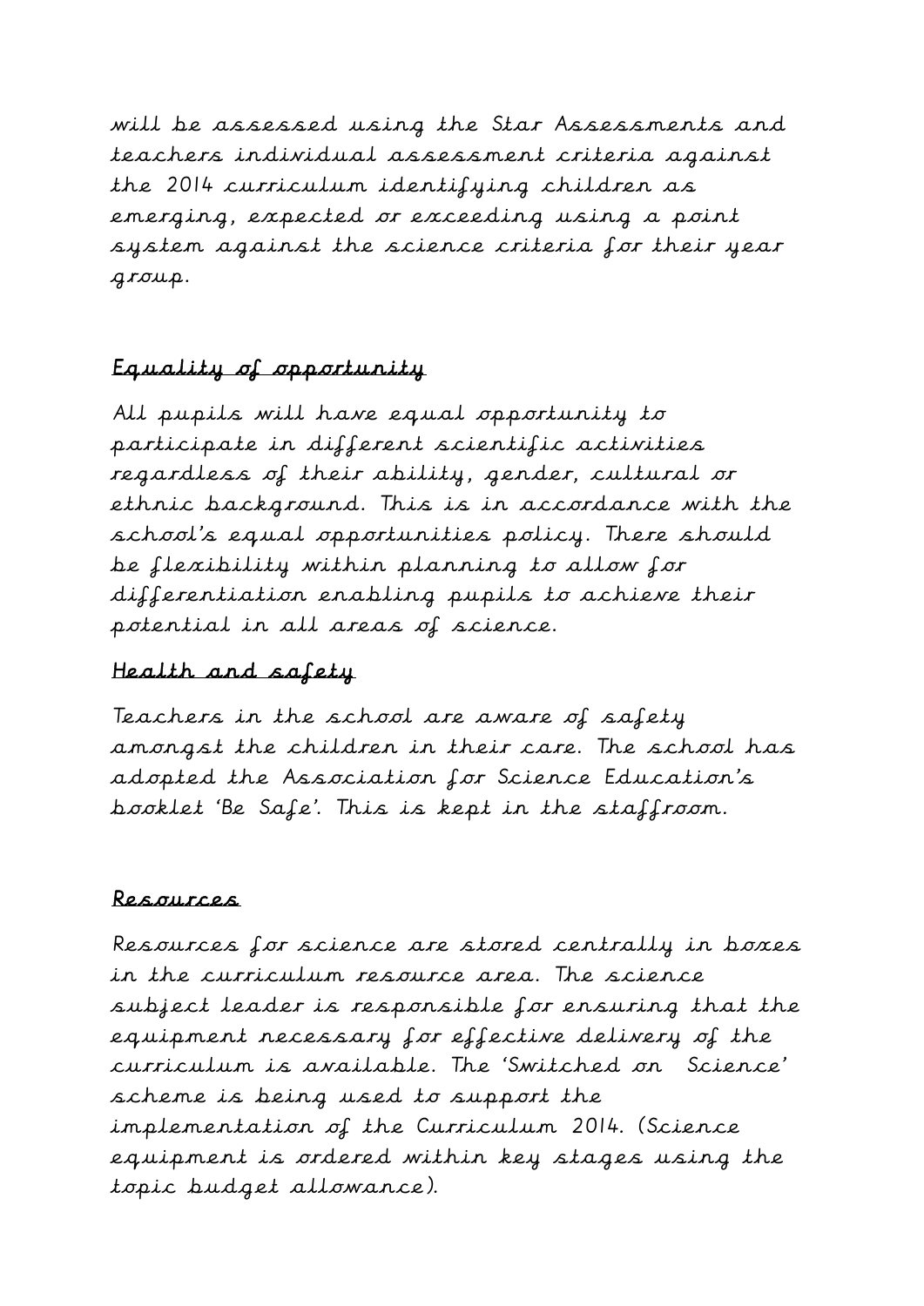will be assessed using the Star Assessments and teachers individual assessment criteria against the 2014 curriculum identifying children as emerging, expected or exceeding using a point system against the science criteria for their year group.

## Equality of opportunity

All pupils will have equal opportunity to participate in different scientific activities regardless of their ability, gender, cultural or ethnic background. This is in accordance with the school's equal opportunities policy. There should be flexibility within planning to allow for differentiation enabling pupils to achieve their potential in all areas of science.

## Health and safety

Teachers in the school are aware of safety amongst the children in their care. The school has adopted the Association for Science Education's booklet 'Be Safe'. This is kept in the staffroom.

## Resources

Resources for science are stored centrally in boxes in the curriculum resource area. The science subject leader is responsible for ensuring that the equipment necessary for effective delivery of the curriculum is available. The 'Switched on Science' scheme is being used to support the implementation of the Curriculum 2014. (Science equipment is ordered within key stages using the topic budget allowance).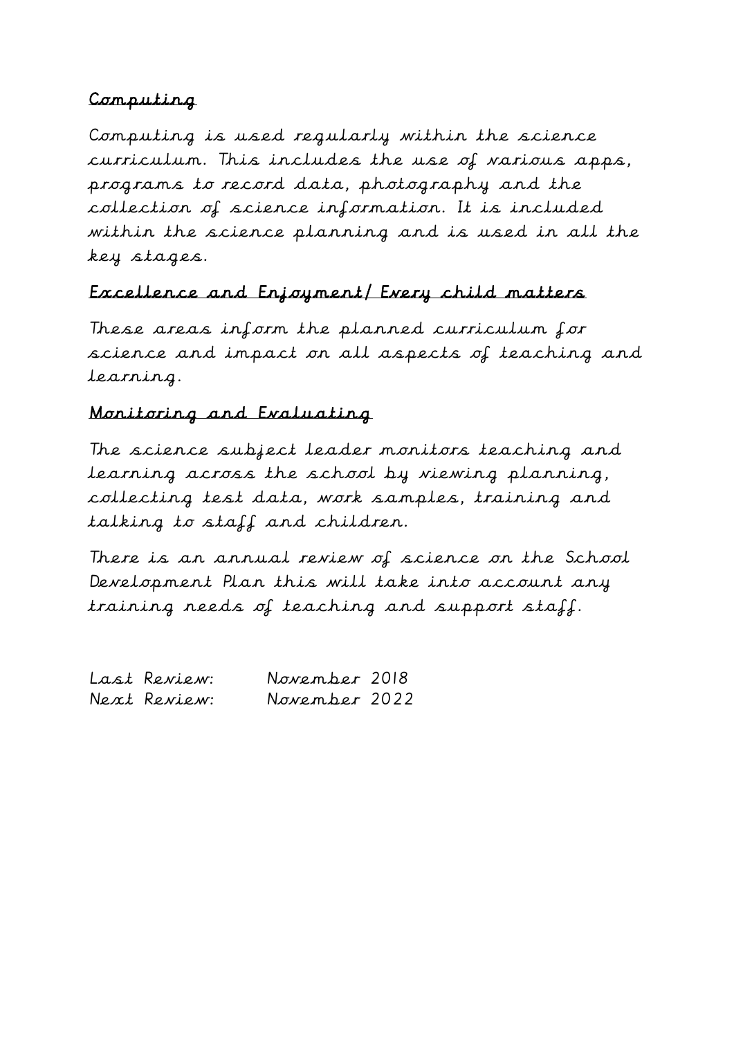## Computing

Computing is used regularly within the science curriculum. This includes the use of various apps, programs to record data, photography and the collection of science information. It is included within the science planning and is used in all the key stages.

## Excellence and Enjoyment/ Every child matters

These areas inform the planned curriculum for science and impact on all aspects of teaching and learning.

## Monitoring and Evaluating

The science subject leader monitors teaching and learning across the school by viewing planning, collecting test data, work samples, training and talking to staff and children.

There is an annual review of science on the School Development Plan this will take into account any training needs of teaching and support staff.

Last Review: November 2018
Next Review: November 2022